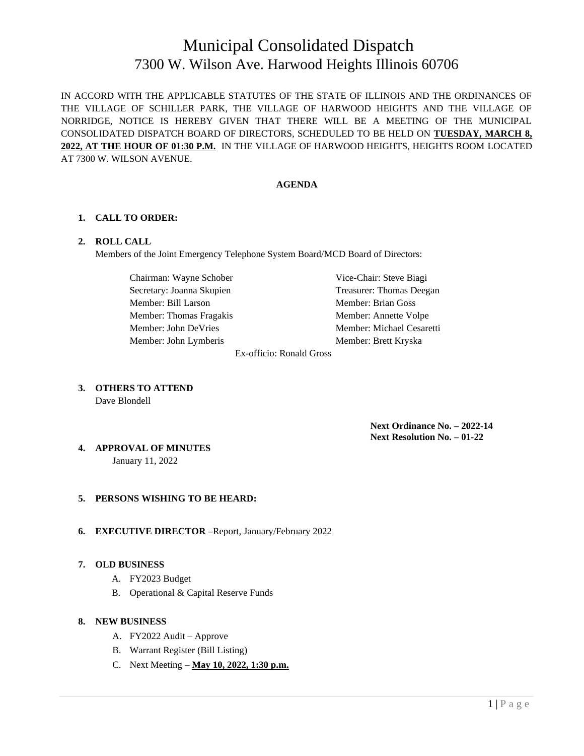# Municipal Consolidated Dispatch
## 7300 W. Wilson Ave. Harwood Heights Illinois 60706

IN ACCORD WITH THE APPLICABLE STATUTES OF THE STATE OF ILLINOIS AND THE ORDINANCES OF THE VILLAGE OF SCHILLER PARK, THE VILLAGE OF HARWOOD HEIGHTS AND THE VILLAGE OF NORRIDGE, NOTICE IS HEREBY GIVEN THAT THERE WILL BE A MEETING OF THE MUNICIPAL CONSOLIDATED DISPATCH BOARD OF DIRECTORS, SCHEDULED TO BE HELD ON **TUESDAY, MARCH 8, 2022, AT THE HOUR OF 01:30 P.M.** IN THE VILLAGE OF HARWOOD HEIGHTS, HEIGHTS ROOM LOCATED AT 7300 W. WILSON AVENUE.

**AGENDA**

1. **CALL TO ORDER:**

2. **ROLL CALL**
   Members of the Joint Emergency Telephone System Board/MCD Board of Directors:

   Chairman: Wayne Schober — Vice-Chair: Steve Biagi
   Secretary: Joanna Skupien — Treasurer: Thomas Deegan
   Member: Bill Larson — Member: Brian Goss
   Member: Thomas Fragakis — Member: Annette Volpe
   Member: John DeVries — Member: Michael Cesaretti
   Member: John Lymberis — Member: Brett Kryska
   Ex-officio: Ronald Gross

3. **OTHERS TO ATTEND**
   Dave Blondell

**Next Ordinance No. – 2022-14**
**Next Resolution No. – 01-22**

4. **APPROVAL OF MINUTES**
   January 11, 2022

5. **PERSONS WISHING TO BE HEARD:**

6. **EXECUTIVE DIRECTOR –**Report, January/February 2022

7. **OLD BUSINESS**
   A. FY2023 Budget
   B. Operational & Capital Reserve Funds

8. **NEW BUSINESS**
   A. FY2022 Audit – Approve
   B. Warrant Register (Bill Listing)
   C. Next Meeting – **May 10, 2022, 1:30 p.m.**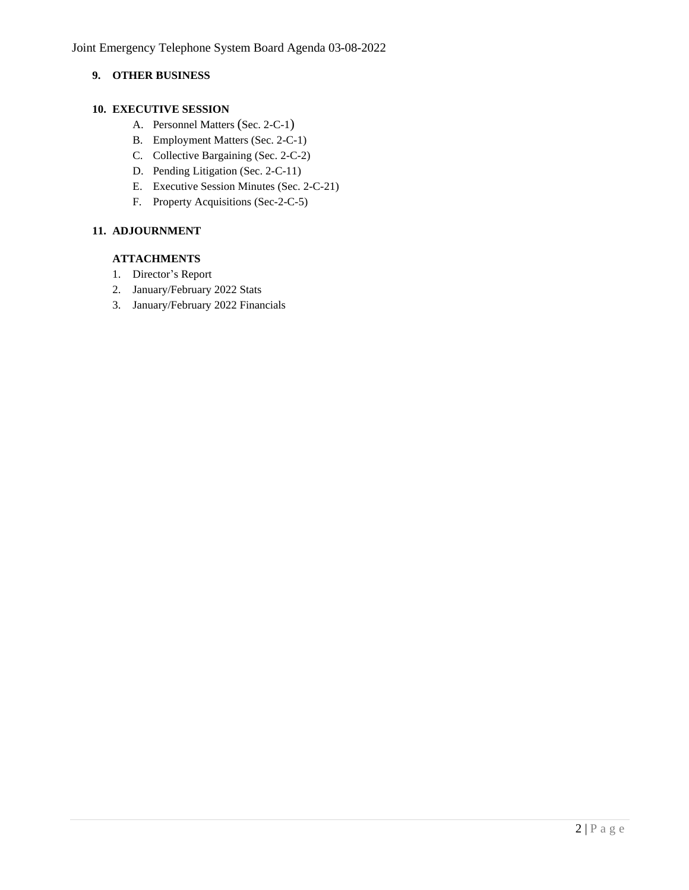**9. OTHER BUSINESS**

**10. EXECUTIVE SESSION**

A. Personnel Matters (Sec. 2-C-1)
B. Employment Matters (Sec. 2-C-1)
C. Collective Bargaining (Sec. 2-C-2)
D. Pending Litigation (Sec. 2-C-11)
E. Executive Session Minutes (Sec. 2-C-21)
F. Property Acquisitions (Sec-2-C-5)

**11. ADJOURNMENT**

**ATTACHMENTS**

1. Director's Report
2. January/February 2022 Stats
3. January/February 2022 Financials